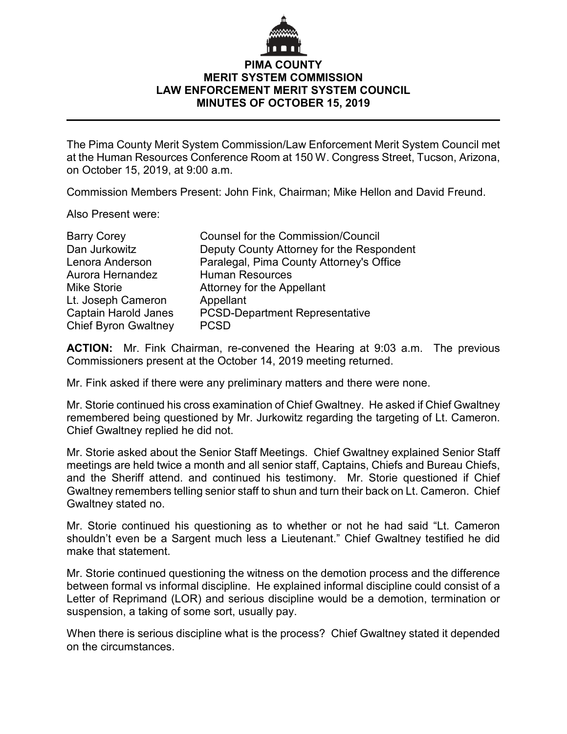# PIMA COUNTY
## MERIT SYSTEM COMMISSION
## LAW ENFORCEMENT MERIT SYSTEM COUNCIL
## MINUTES OF OCTOBER 15, 2019

---

The Pima County Merit System Commission/Law Enforcement Merit System Council met at the Human Resources Conference Room at 150 W. Congress Street, Tucson, Arizona, on October 15, 2019, at 9:00 a.m.

Commission Members Present: John Fink, Chairman; Mike Hellon and David Freund.

Also Present were:

| | |
|---|---|
| Barry Corey | Counsel for the Commission/Council |
| Dan Jurkowitz | Deputy County Attorney for the Respondent |
| Lenora Anderson | Paralegal, Pima County Attorney's Office |
| Aurora Hernandez | Human Resources |
| Mike Storie | Attorney for the Appellant |
| Lt. Joseph Cameron | Appellant |
| Captain Harold Janes | PCSD-Department Representative |
| Chief Byron Gwaltney | PCSD |

**ACTION:** Mr. Fink Chairman, re-convened the Hearing at 9:03 a.m. The previous Commissioners present at the October 14, 2019 meeting returned.

Mr. Fink asked if there were any preliminary matters and there were none.

Mr. Storie continued his cross examination of Chief Gwaltney. He asked if Chief Gwaltney remembered being questioned by Mr. Jurkowitz regarding the targeting of Lt. Cameron. Chief Gwaltney replied he did not.

Mr. Storie asked about the Senior Staff Meetings. Chief Gwaltney explained Senior Staff meetings are held twice a month and all senior staff, Captains, Chiefs and Bureau Chiefs, and the Sheriff attend. and continued his testimony. Mr. Storie questioned if Chief Gwaltney remembers telling senior staff to shun and turn their back on Lt. Cameron. Chief Gwaltney stated no.

Mr. Storie continued his questioning as to whether or not he had said "Lt. Cameron shouldn't even be a Sargent much less a Lieutenant." Chief Gwaltney testified he did make that statement.

Mr. Storie continued questioning the witness on the demotion process and the difference between formal vs informal discipline. He explained informal discipline could consist of a Letter of Reprimand (LOR) and serious discipline would be a demotion, termination or suspension, a taking of some sort, usually pay.

When there is serious discipline what is the process? Chief Gwaltney stated it depended on the circumstances.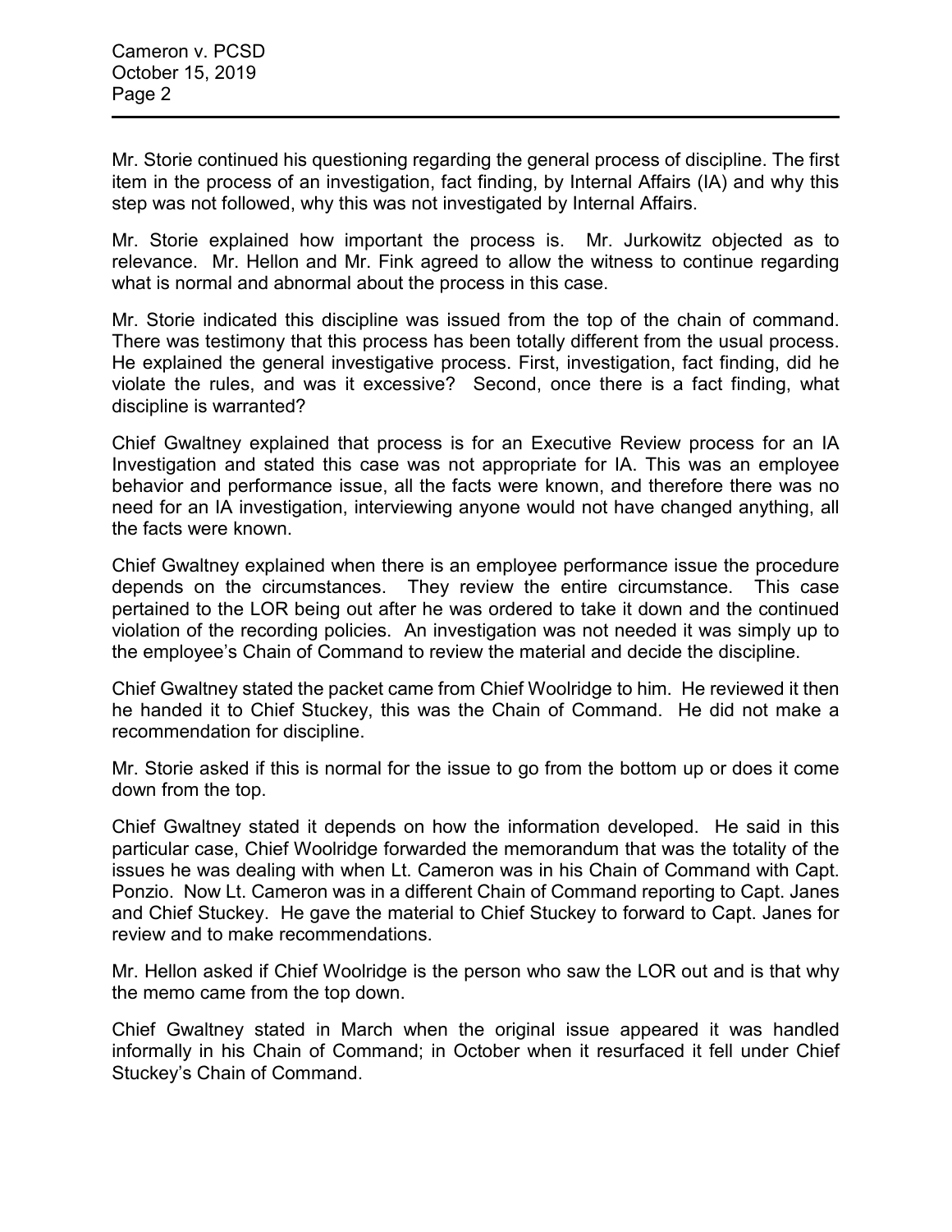Mr. Storie continued his questioning regarding the general process of discipline. The first item in the process of an investigation, fact finding, by Internal Affairs (IA) and why this step was not followed, why this was not investigated by Internal Affairs.

Mr. Storie explained how important the process is. Mr. Jurkowitz objected as to relevance. Mr. Hellon and Mr. Fink agreed to allow the witness to continue regarding what is normal and abnormal about the process in this case.

Mr. Storie indicated this discipline was issued from the top of the chain of command. There was testimony that this process has been totally different from the usual process. He explained the general investigative process. First, investigation, fact finding, did he violate the rules, and was it excessive? Second, once there is a fact finding, what discipline is warranted?

Chief Gwaltney explained that process is for an Executive Review process for an IA Investigation and stated this case was not appropriate for IA. This was an employee behavior and performance issue, all the facts were known, and therefore there was no need for an IA investigation, interviewing anyone would not have changed anything, all the facts were known.

Chief Gwaltney explained when there is an employee performance issue the procedure depends on the circumstances. They review the entire circumstance. This case pertained to the LOR being out after he was ordered to take it down and the continued violation of the recording policies. An investigation was not needed it was simply up to the employee's Chain of Command to review the material and decide the discipline.

Chief Gwaltney stated the packet came from Chief Woolridge to him. He reviewed it then he handed it to Chief Stuckey, this was the Chain of Command. He did not make a recommendation for discipline.

Mr. Storie asked if this is normal for the issue to go from the bottom up or does it come down from the top.

Chief Gwaltney stated it depends on how the information developed. He said in this particular case, Chief Woolridge forwarded the memorandum that was the totality of the issues he was dealing with when Lt. Cameron was in his Chain of Command with Capt. Ponzio. Now Lt. Cameron was in a different Chain of Command reporting to Capt. Janes and Chief Stuckey. He gave the material to Chief Stuckey to forward to Capt. Janes for review and to make recommendations.

Mr. Hellon asked if Chief Woolridge is the person who saw the LOR out and is that why the memo came from the top down.

Chief Gwaltney stated in March when the original issue appeared it was handled informally in his Chain of Command; in October when it resurfaced it fell under Chief Stuckey's Chain of Command.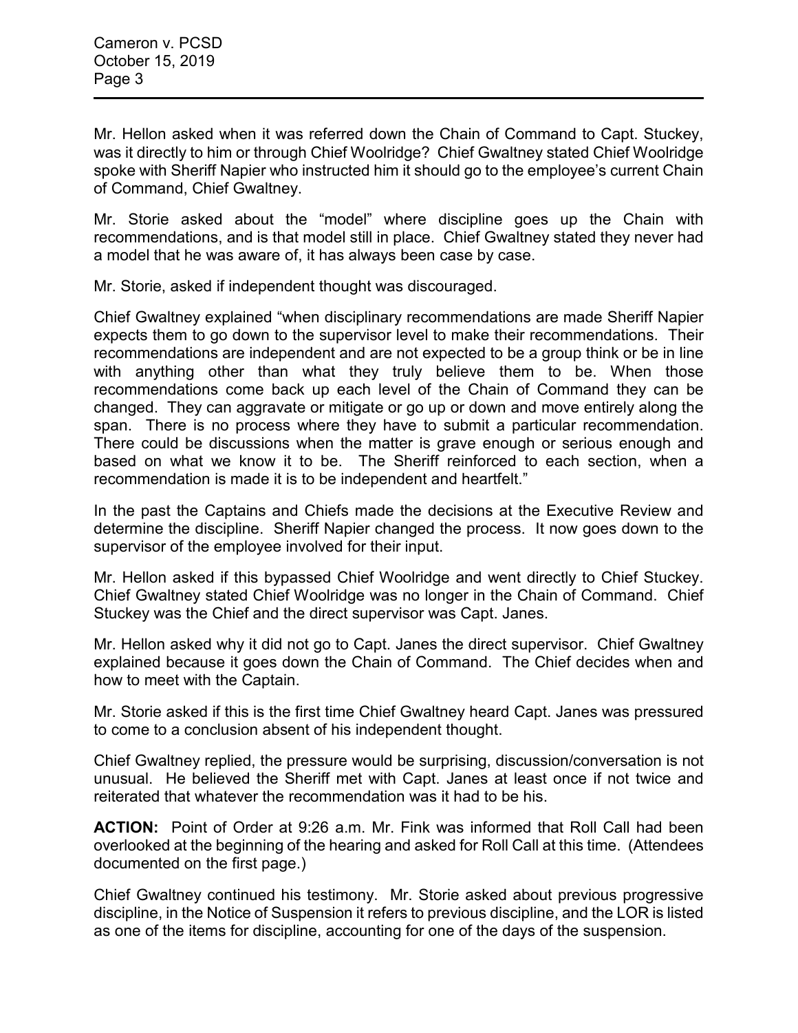Mr. Hellon asked when it was referred down the Chain of Command to Capt. Stuckey, was it directly to him or through Chief Woolridge? Chief Gwaltney stated Chief Woolridge spoke with Sheriff Napier who instructed him it should go to the employee's current Chain of Command, Chief Gwaltney.

Mr. Storie asked about the "model" where discipline goes up the Chain with recommendations, and is that model still in place. Chief Gwaltney stated they never had a model that he was aware of, it has always been case by case.

Mr. Storie, asked if independent thought was discouraged.

Chief Gwaltney explained "when disciplinary recommendations are made Sheriff Napier expects them to go down to the supervisor level to make their recommendations. Their recommendations are independent and are not expected to be a group think or be in line with anything other than what they truly believe them to be. When those recommendations come back up each level of the Chain of Command they can be changed. They can aggravate or mitigate or go up or down and move entirely along the span. There is no process where they have to submit a particular recommendation. There could be discussions when the matter is grave enough or serious enough and based on what we know it to be. The Sheriff reinforced to each section, when a recommendation is made it is to be independent and heartfelt."

In the past the Captains and Chiefs made the decisions at the Executive Review and determine the discipline. Sheriff Napier changed the process. It now goes down to the supervisor of the employee involved for their input.

Mr. Hellon asked if this bypassed Chief Woolridge and went directly to Chief Stuckey. Chief Gwaltney stated Chief Woolridge was no longer in the Chain of Command. Chief Stuckey was the Chief and the direct supervisor was Capt. Janes.

Mr. Hellon asked why it did not go to Capt. Janes the direct supervisor. Chief Gwaltney explained because it goes down the Chain of Command. The Chief decides when and how to meet with the Captain.

Mr. Storie asked if this is the first time Chief Gwaltney heard Capt. Janes was pressured to come to a conclusion absent of his independent thought.

Chief Gwaltney replied, the pressure would be surprising, discussion/conversation is not unusual. He believed the Sheriff met with Capt. Janes at least once if not twice and reiterated that whatever the recommendation was it had to be his.

**ACTION:** Point of Order at 9:26 a.m. Mr. Fink was informed that Roll Call had been overlooked at the beginning of the hearing and asked for Roll Call at this time. (Attendees documented on the first page.)

Chief Gwaltney continued his testimony. Mr. Storie asked about previous progressive discipline, in the Notice of Suspension it refers to previous discipline, and the LOR is listed as one of the items for discipline, accounting for one of the days of the suspension.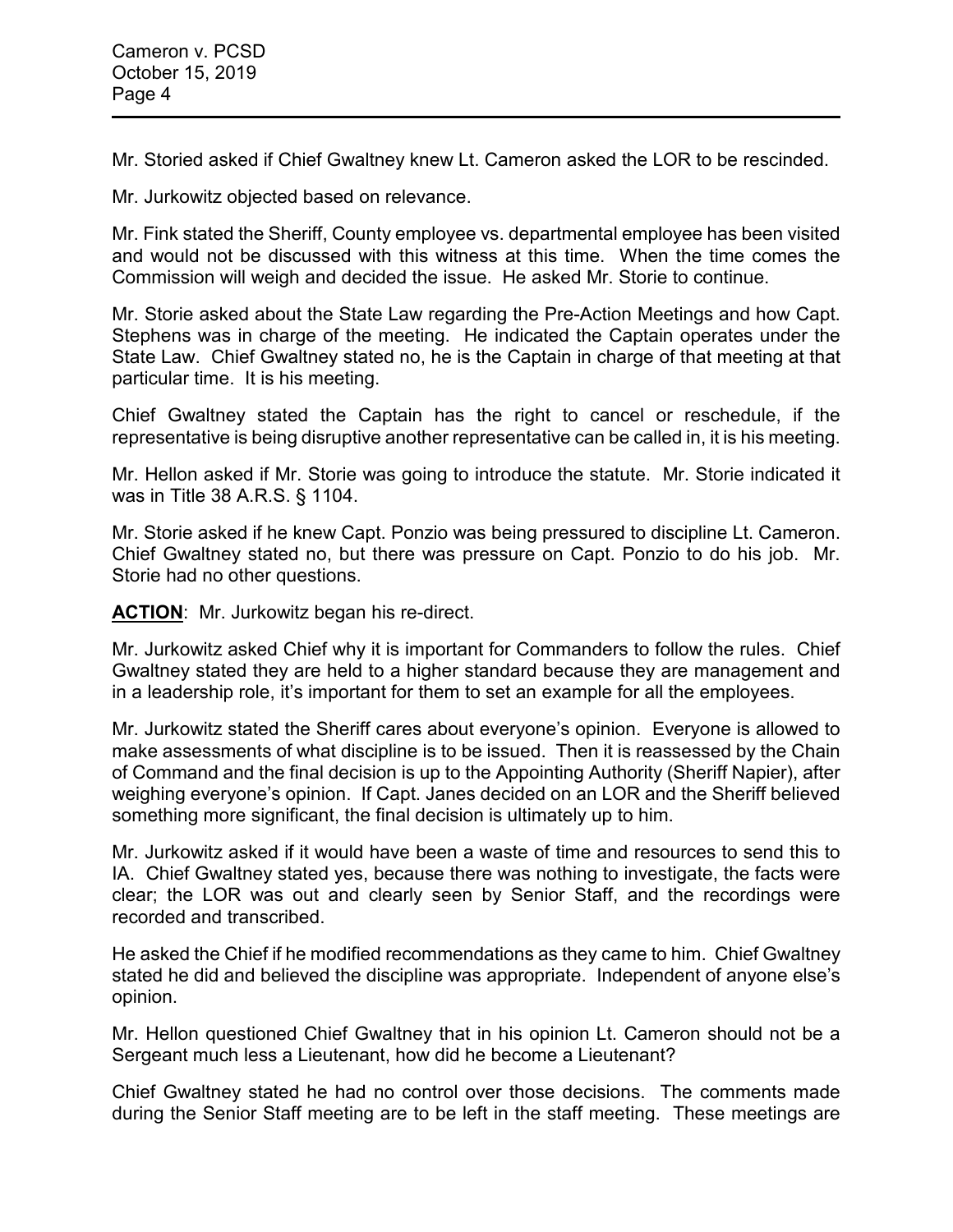Mr. Storied asked if Chief Gwaltney knew Lt. Cameron asked the LOR to be rescinded.

Mr. Jurkowitz objected based on relevance.

Mr. Fink stated the Sheriff, County employee vs. departmental employee has been visited and would not be discussed with this witness at this time. When the time comes the Commission will weigh and decided the issue. He asked Mr. Storie to continue.

Mr. Storie asked about the State Law regarding the Pre-Action Meetings and how Capt. Stephens was in charge of the meeting. He indicated the Captain operates under the State Law. Chief Gwaltney stated no, he is the Captain in charge of that meeting at that particular time. It is his meeting.

Chief Gwaltney stated the Captain has the right to cancel or reschedule, if the representative is being disruptive another representative can be called in, it is his meeting.

Mr. Hellon asked if Mr. Storie was going to introduce the statute. Mr. Storie indicated it was in Title 38 A.R.S. § 1104.

Mr. Storie asked if he knew Capt. Ponzio was being pressured to discipline Lt. Cameron. Chief Gwaltney stated no, but there was pressure on Capt. Ponzio to do his job. Mr. Storie had no other questions.

**ACTION**: Mr. Jurkowitz began his re-direct.

Mr. Jurkowitz asked Chief why it is important for Commanders to follow the rules. Chief Gwaltney stated they are held to a higher standard because they are management and in a leadership role, it's important for them to set an example for all the employees.

Mr. Jurkowitz stated the Sheriff cares about everyone's opinion. Everyone is allowed to make assessments of what discipline is to be issued. Then it is reassessed by the Chain of Command and the final decision is up to the Appointing Authority (Sheriff Napier), after weighing everyone's opinion. If Capt. Janes decided on an LOR and the Sheriff believed something more significant, the final decision is ultimately up to him.

Mr. Jurkowitz asked if it would have been a waste of time and resources to send this to IA. Chief Gwaltney stated yes, because there was nothing to investigate, the facts were clear; the LOR was out and clearly seen by Senior Staff, and the recordings were recorded and transcribed.

He asked the Chief if he modified recommendations as they came to him. Chief Gwaltney stated he did and believed the discipline was appropriate. Independent of anyone else's opinion.

Mr. Hellon questioned Chief Gwaltney that in his opinion Lt. Cameron should not be a Sergeant much less a Lieutenant, how did he become a Lieutenant?

Chief Gwaltney stated he had no control over those decisions. The comments made during the Senior Staff meeting are to be left in the staff meeting. These meetings are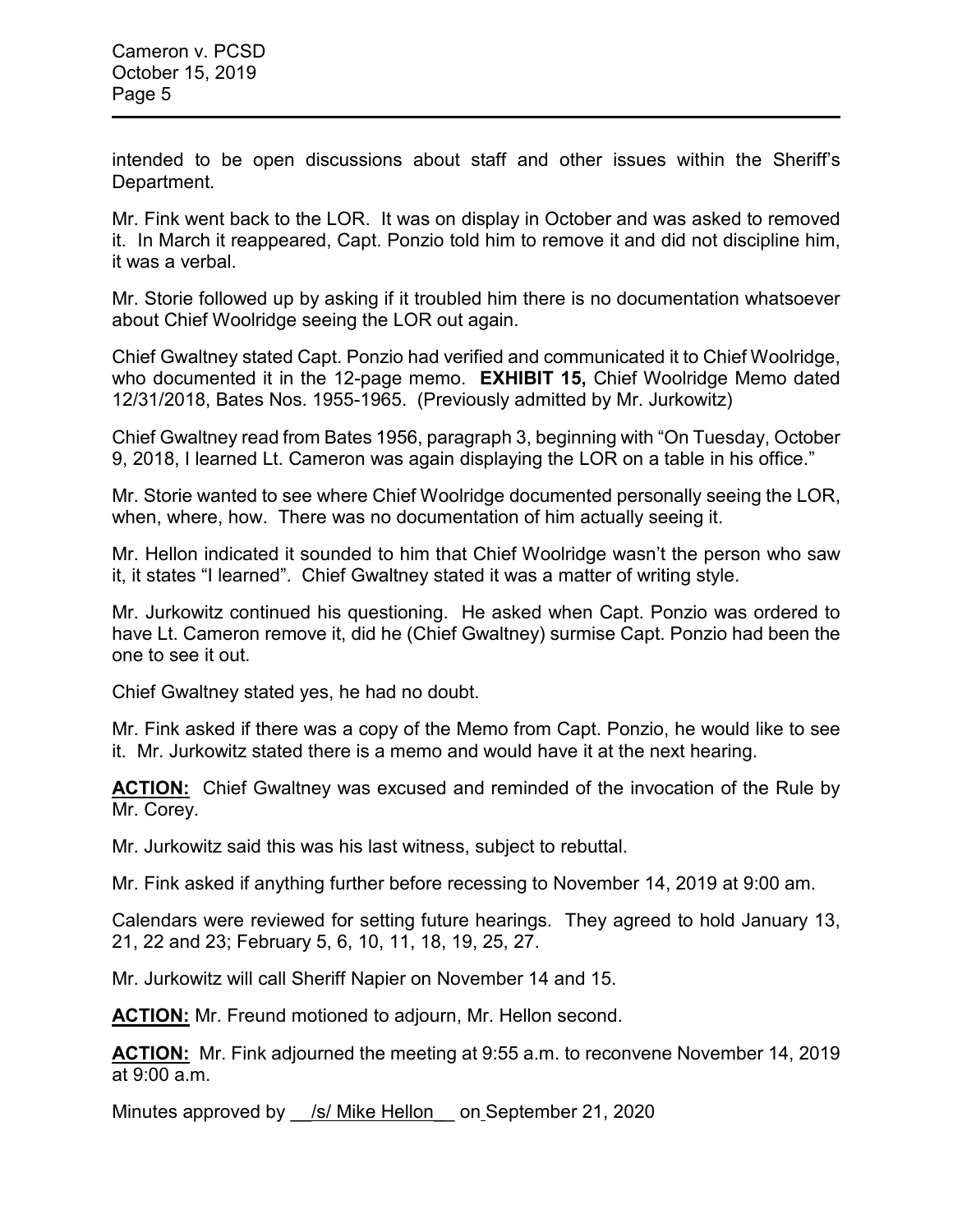intended to be open discussions about staff and other issues within the Sheriff's Department.

Mr. Fink went back to the LOR. It was on display in October and was asked to removed it. In March it reappeared, Capt. Ponzio told him to remove it and did not discipline him, it was a verbal.

Mr. Storie followed up by asking if it troubled him there is no documentation whatsoever about Chief Woolridge seeing the LOR out again.

Chief Gwaltney stated Capt. Ponzio had verified and communicated it to Chief Woolridge, who documented it in the 12-page memo. **EXHIBIT 15,** Chief Woolridge Memo dated 12/31/2018, Bates Nos. 1955-1965. (Previously admitted by Mr. Jurkowitz)

Chief Gwaltney read from Bates 1956, paragraph 3, beginning with "On Tuesday, October 9, 2018, I learned Lt. Cameron was again displaying the LOR on a table in his office."

Mr. Storie wanted to see where Chief Woolridge documented personally seeing the LOR, when, where, how. There was no documentation of him actually seeing it.

Mr. Hellon indicated it sounded to him that Chief Woolridge wasn't the person who saw it, it states "I learned". Chief Gwaltney stated it was a matter of writing style.

Mr. Jurkowitz continued his questioning. He asked when Capt. Ponzio was ordered to have Lt. Cameron remove it, did he (Chief Gwaltney) surmise Capt. Ponzio had been the one to see it out.

Chief Gwaltney stated yes, he had no doubt.

Mr. Fink asked if there was a copy of the Memo from Capt. Ponzio, he would like to see it. Mr. Jurkowitz stated there is a memo and would have it at the next hearing.

**ACTION:** Chief Gwaltney was excused and reminded of the invocation of the Rule by Mr. Corey.

Mr. Jurkowitz said this was his last witness, subject to rebuttal.

Mr. Fink asked if anything further before recessing to November 14, 2019 at 9:00 am.

Calendars were reviewed for setting future hearings. They agreed to hold January 13, 21, 22 and 23; February 5, 6, 10, 11, 18, 19, 25, 27.

Mr. Jurkowitz will call Sheriff Napier on November 14 and 15.

**ACTION:** Mr. Freund motioned to adjourn, Mr. Hellon second.

**ACTION:** Mr. Fink adjourned the meeting at 9:55 a.m. to reconvene November 14, 2019 at 9:00 a.m.

Minutes approved by __/s/ Mike Hellon__ on September 21, 2020